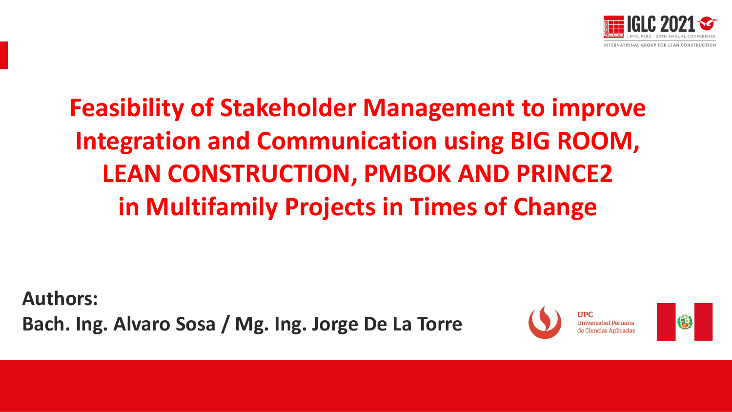# Feasibility of Stakeholder Management to improve Integration and Communication using BIG ROOM, LEAN CONSTRUCTION, PMBOK AND PRINCE2 in Multifamily Projects in Times of Change

**Authors:**
**Bach. Ing. Alvaro Sosa / Mg. Ing. Jorge De La Torre**

UPC
Universidad Peruana de Ciencias Aplicadas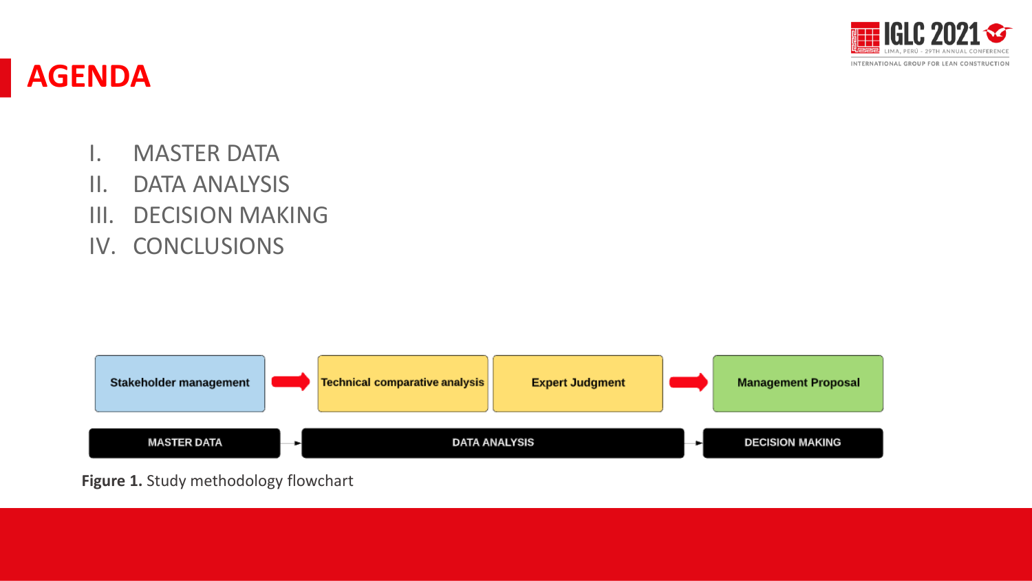# AGENDA

I. MASTER DATA
II. DATA ANALYSIS
III. DECISION MAKING
IV. CONCLUSIONS

Stakeholder management → Technical comparative analysis | Expert Judgment → Management Proposal

MASTER DATA → DATA ANALYSIS → DECISION MAKING

**Figure 1.** Study methodology flowchart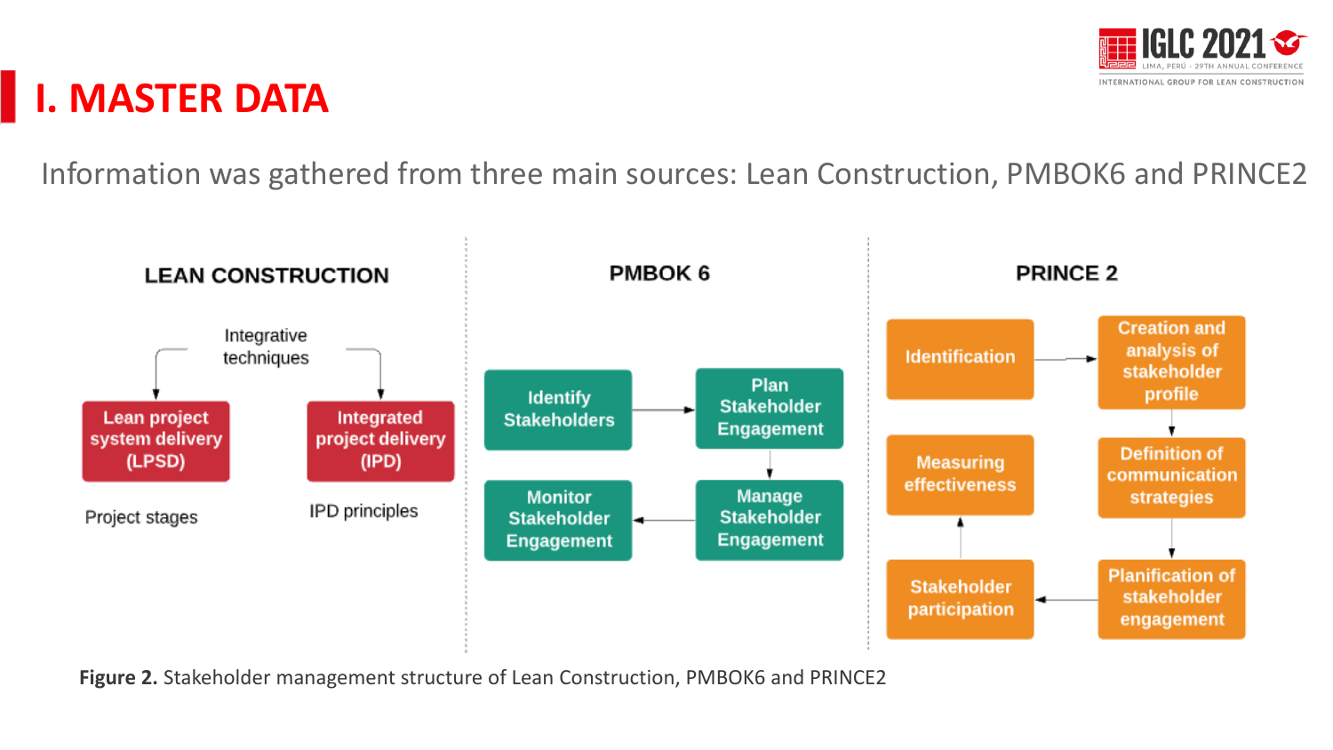# I. MASTER DATA

Information was gathered from three main sources: Lean Construction, PMBOK6 and PRINCE2

**LEAN CONSTRUCTION**

Integrative techniques

- Lean project system delivery (LPSD) — Project stages
- Integrated project delivery (IPD) — IPD principles

**PMBOK 6**

Identify Stakeholders → Plan Stakeholder Engagement → Manage Stakeholder Engagement → Monitor Stakeholder Engagement

**PRINCE 2**

Identification → Creation and analysis of stakeholder profile → Definition of communication strategies → Planification of stakeholder engagement → Stakeholder participation → Measuring effectiveness

**Figure 2.** Stakeholder management structure of Lean Construction, PMBOK6 and PRINCE2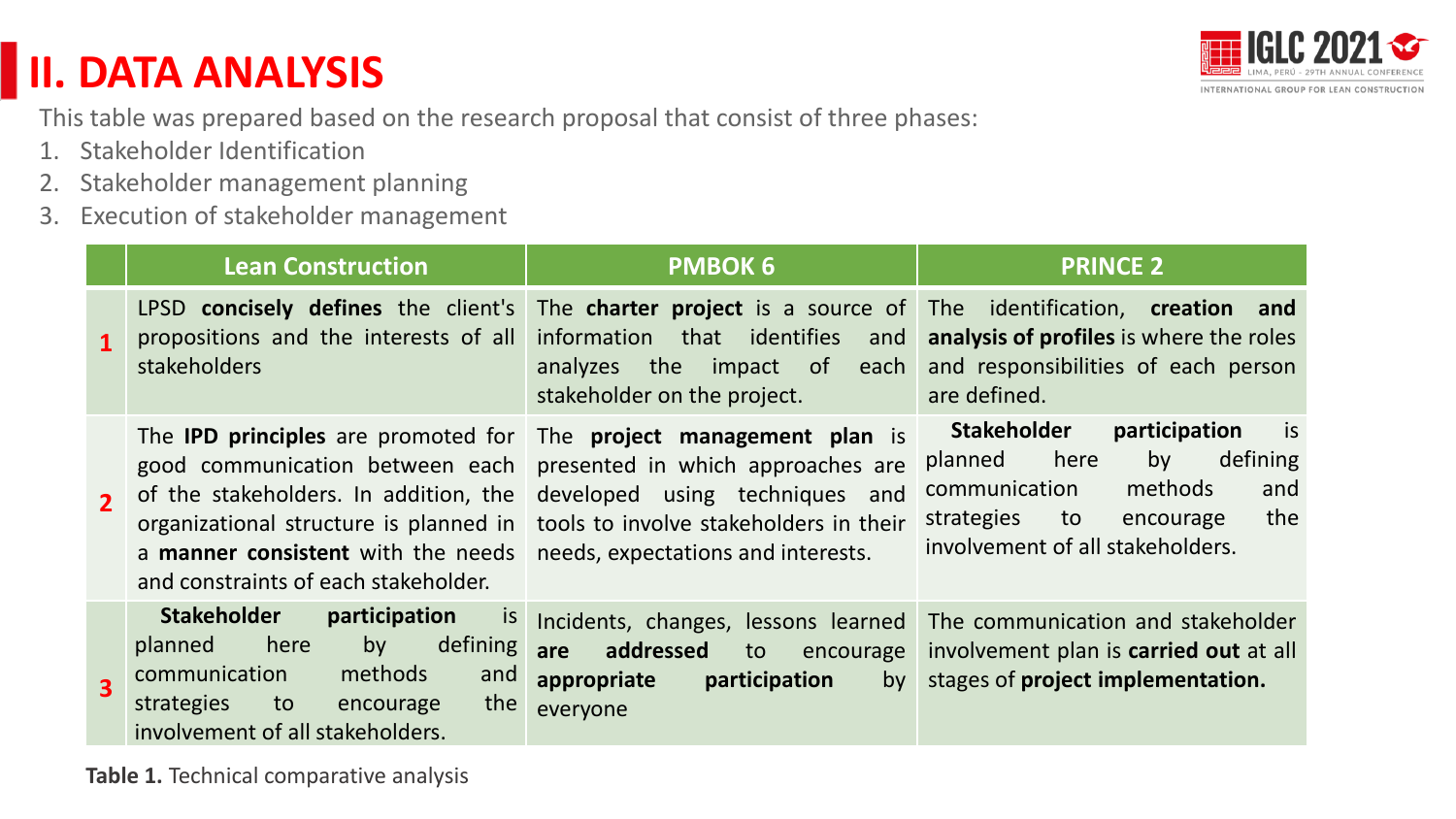# II. DATA ANALYSIS

This table was prepared based on the research proposal that consist of three phases:

1. Stakeholder Identification
2. Stakeholder management planning
3. Execution of stakeholder management

| | Lean Construction | PMBOK 6 | PRINCE 2 |
|---|---|---|---|
| 1 | LPSD **concisely defines** the client's propositions and the interests of all stakeholders | The **charter project** is a source of information that identifies and analyzes the impact of each stakeholder on the project. | The identification, **creation and analysis of profiles** is where the roles and responsibilities of each person are defined. |
| 2 | The **IPD principles** are promoted for good communication between each of the stakeholders. In addition, the organizational structure is planned in a **manner consistent** with the needs and constraints of each stakeholder. | The **project management plan** is presented in which approaches are developed using techniques and tools to involve stakeholders in their needs, expectations and interests. | **Stakeholder participation** is planned here by defining communication methods and strategies to encourage the involvement of all stakeholders. |
| 3 | **Stakeholder participation** is planned here by defining communication methods and strategies to encourage the involvement of all stakeholders. | Incidents, changes, lessons learned **are addressed** to encourage **appropriate participation** by everyone | The communication and stakeholder involvement plan is **carried out** at all stages of **project implementation.** |

**Table 1.** Technical comparative analysis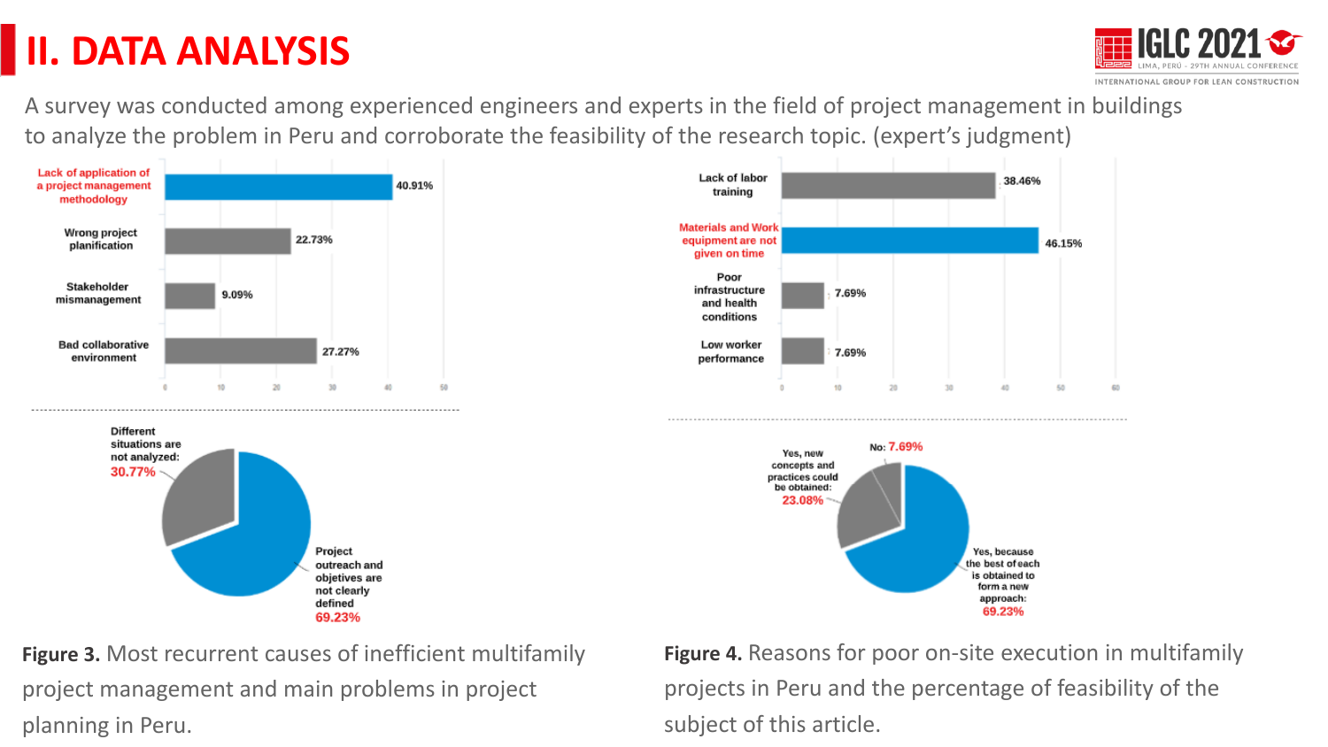# II. DATA ANALYSIS

A survey was conducted among experienced engineers and experts in the field of project management in buildings to analyze the problem in Peru and corroborate the feasibility of the research topic. (expert's judgment)

| Cause | Percentage |
| --- | --- |
| Lack of application of a project management methodology | 40.91% |
| Wrong project planification | 22.73% |
| Stakeholder mismanagement | 9.09% |
| Bad collaborative environment | 27.27% |

| Response | Percentage |
| --- | --- |
| Different situations are not analyzed | 30.77% |
| Project outreach and objetives are not clearly defined | 69.23% |

**Figure 3.** Most recurrent causes of inefficient multifamily project management and main problems in project planning in Peru.

| Reason | Percentage |
| --- | --- |
| Lack of labor training | 38.46% |
| Materials and Work equipment are not given on time | 46.15% |
| Poor infrastructure and health conditions | 7.69% |
| Low worker performance | 7.69% |

| Response | Percentage |
| --- | --- |
| No | 7.69% |
| Yes, new concepts and practices could be obtained | 23.08% |
| Yes, because the best of each is obtained to form a new approach | 69.23% |

**Figure 4.** Reasons for poor on-site execution in multifamily projects in Peru and the percentage of feasibility of the subject of this article.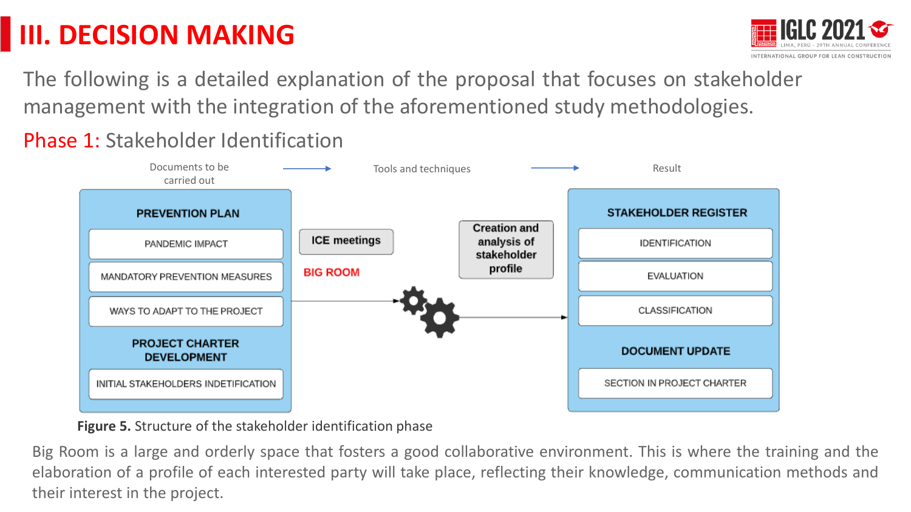# III. DECISION MAKING

The following is a detailed explanation of the proposal that focuses on stakeholder management with the integration of the aforementioned study methodologies.

## Phase 1: Stakeholder Identification

Documents to be carried out → Tools and techniques → Result

**PREVENTION PLAN**
- PANDEMIC IMPACT
- MANDATORY PREVENTION MEASURES
- WAYS TO ADAPT TO THE PROJECT

**PROJECT CHARTER DEVELOPMENT**
- INITIAL STAKEHOLDERS INDETIFICATION

**ICE meetings**

**BIG ROOM**

**Creation and analysis of stakeholder profile**

**STAKEHOLDER REGISTER**
- IDENTIFICATION
- EVALUATION
- CLASSIFICATION

**DOCUMENT UPDATE**
- SECTION IN PROJECT CHARTER

**Figure 5.** Structure of the stakeholder identification phase

Big Room is a large and orderly space that fosters a good collaborative environment. This is where the training and the elaboration of a profile of each interested party will take place, reflecting their knowledge, communication methods and their interest in the project.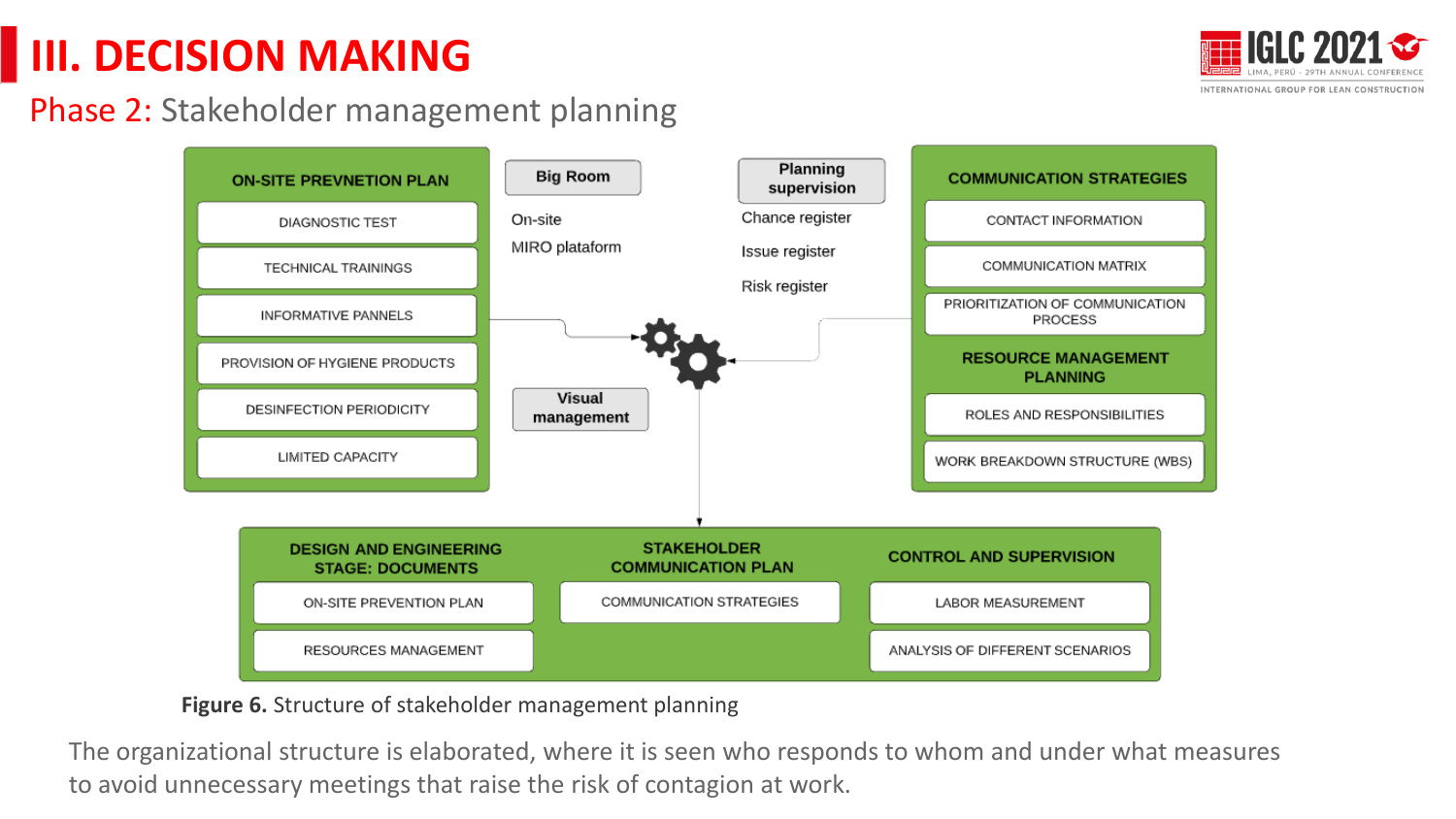# III. DECISION MAKING

## Phase 2: Stakeholder management planning

**ON-SITE PREVNETION PLAN**
- DIAGNOSTIC TEST
- TECHNICAL TRAININGS
- INFORMATIVE PANNELS
- PROVISION OF HYGIENE PRODUCTS
- DESINFECTION PERIODICITY
- LIMITED CAPACITY

**Big Room**
- On-site
- MIRO plataform

**Planning supervision**
- Chance register
- Issue register
- Risk register

**Visual management**

**COMMUNICATION STRATEGIES**
- CONTACT INFORMATION
- COMMUNICATION MATRIX
- PRIORITIZATION OF COMMUNICATION PROCESS

**RESOURCE MANAGEMENT PLANNING**
- ROLES AND RESPONSIBILITIES
- WORK BREAKDOWN STRUCTURE (WBS)

**DESIGN AND ENGINEERING STAGE: DOCUMENTS**
- ON-SITE PREVENTION PLAN
- RESOURCES MANAGEMENT

**STAKEHOLDER COMMUNICATION PLAN**
- COMMUNICATION STRATEGIES

**CONTROL AND SUPERVISION**
- LABOR MEASUREMENT
- ANALYSIS OF DIFFERENT SCENARIOS

**Figure 6.** Structure of stakeholder management planning

The organizational structure is elaborated, where it is seen who responds to whom and under what measures to avoid unnecessary meetings that raise the risk of contagion at work.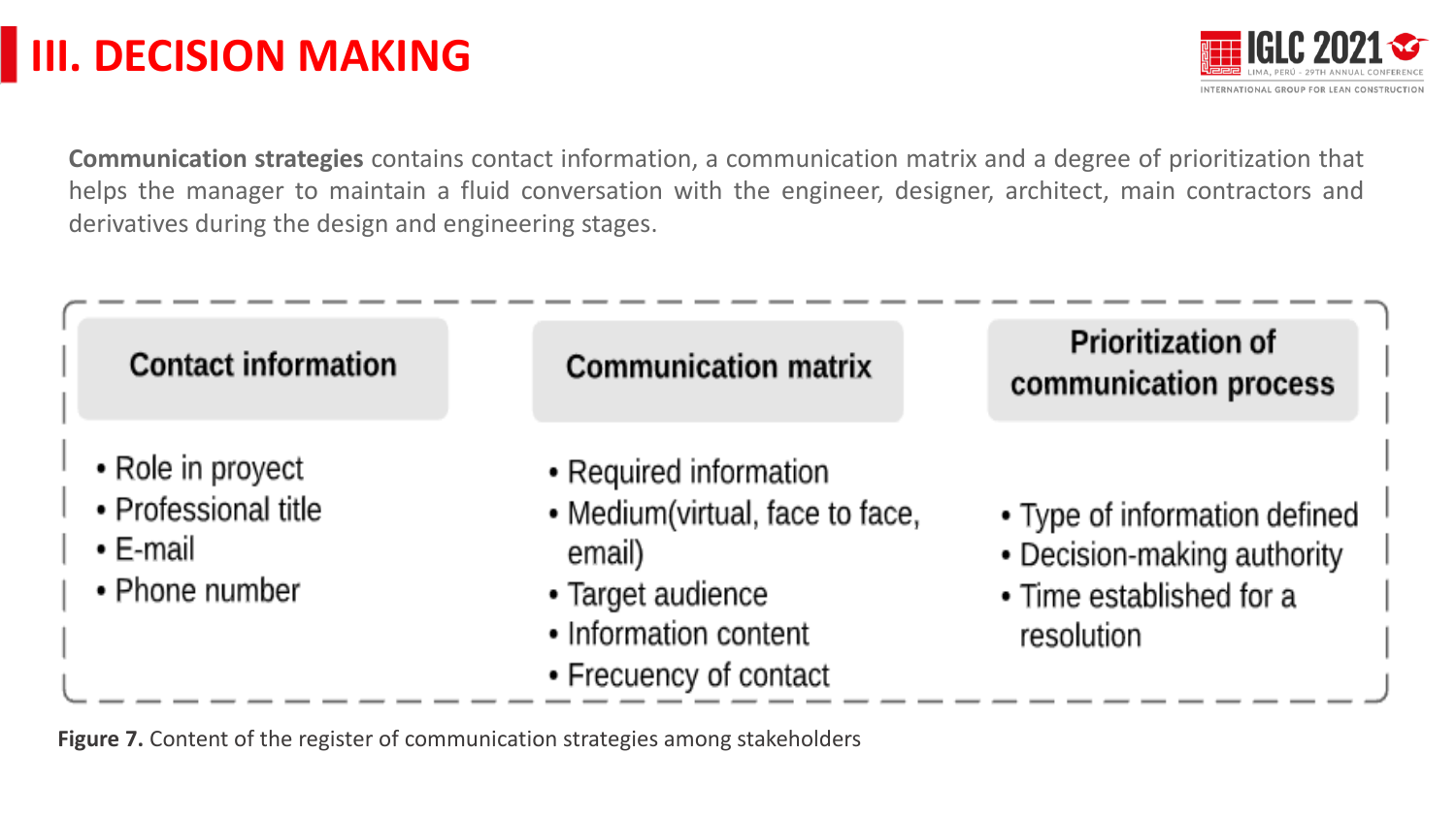# III. DECISION MAKING

**Communication strategies** contains contact information, a communication matrix and a degree of prioritization that helps the manager to maintain a fluid conversation with the engineer, designer, architect, main contractors and derivatives during the design and engineering stages.

| Contact information | Communication matrix | Prioritization of communication process |
|---|---|---|
| • Role in proyect<br>• Professional title<br>• E-mail<br>• Phone number | • Required information<br>• Medium(virtual, face to face, email)<br>• Target audience<br>• Information content<br>• Frecuency of contact | • Type of information defined<br>• Decision-making authority<br>• Time established for a resolution |

**Figure 7.** Content of the register of communication strategies among stakeholders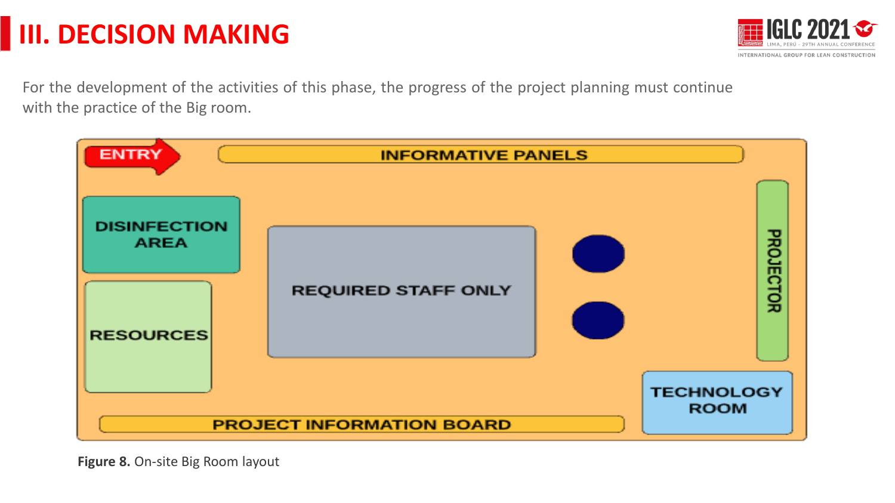# III. DECISION MAKING

For the development of the activities of this phase, the progress of the project planning must continue with the practice of the Big room.

ENTRY

INFORMATIVE PANELS

DISINFECTION AREA

REQUIRED STAFF ONLY

PROJECTOR

RESOURCES

TECHNOLOGY ROOM

PROJECT INFORMATION BOARD

**Figure 8.** On-site Big Room layout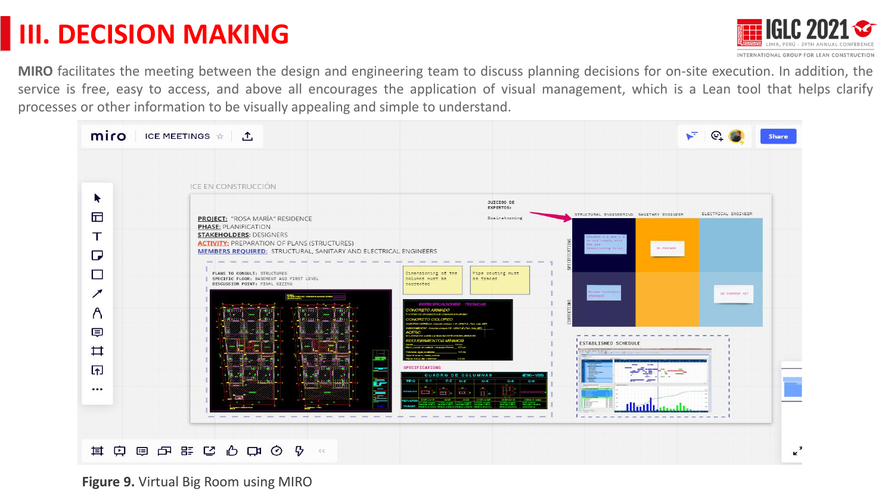# III. DECISION MAKING

**MIRO** facilitates the meeting between the design and engineering team to discuss planning decisions for on-site execution. In addition, the service is free, easy to access, and above all encourages the application of visual management, which is a Lean tool that helps clarify processes or other information to be visually appealing and simple to understand.

**Figure 9.** Virtual Big Room using MIRO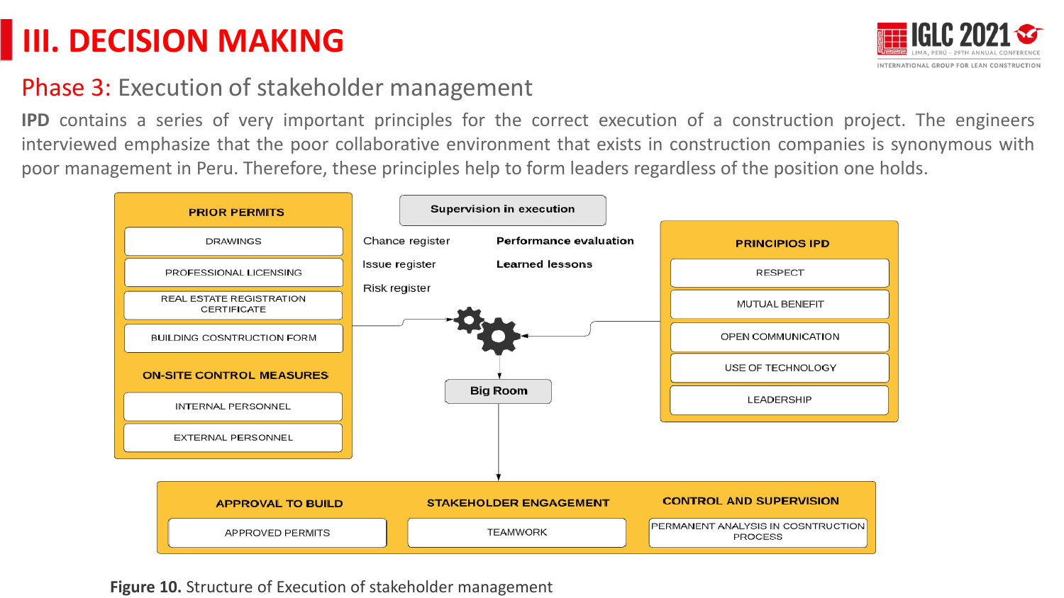# III. DECISION MAKING

## Phase 3: Execution of stakeholder management

**IPD** contains a series of very important principles for the correct execution of a construction project. The engineers interviewed emphasize that the poor collaborative environment that exists in construction companies is synonymous with poor management in Peru. Therefore, these principles help to form leaders regardless of the position one holds.

**PRIOR PERMITS**
- DRAWINGS
- PROFESSIONAL LICENSING
- REAL ESTATE REGISTRATION CERTIFICATE
- BUILDING COSNTRUCTION FORM

**ON-SITE CONTROL MEASURES**
- INTERNAL PERSONNEL
- EXTERNAL PERSONNEL

**Supervision in execution**
- Chance register
- Issue register
- Risk register
- **Performance evaluation**
- **Learned lessons**

**PRINCIPIOS IPD**
- RESPECT
- MUTUAL BENEFIT
- OPEN COMMUNICATION
- USE OF TECHNOLOGY
- LEADERSHIP

**Big Room**

**APPROVAL TO BUILD**
- APPROVED PERMITS

**STAKEHOLDER ENGAGEMENT**
- TEAMWORK

**CONTROL AND SUPERVISION**
- PERMANENT ANALYSIS IN COSNTRUCTION PROCESS

**Figure 10.** Structure of Execution of stakeholder management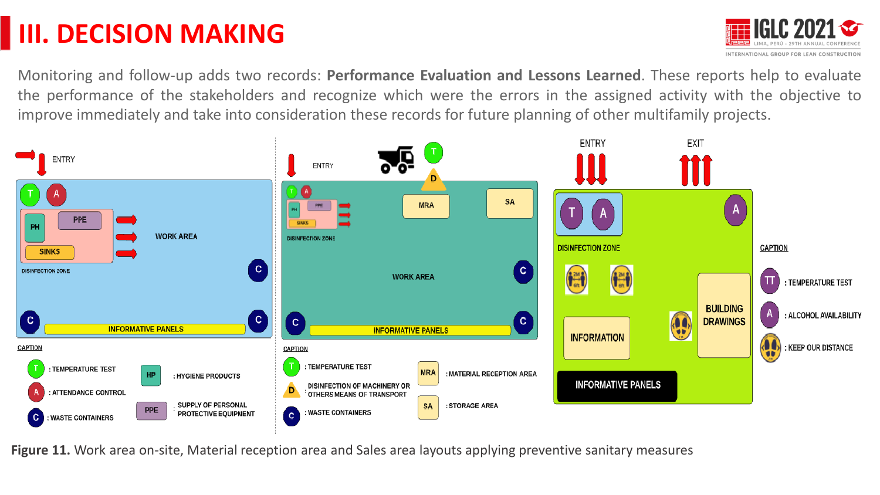# III. DECISION MAKING

Monitoring and follow-up adds two records: **Performance Evaluation and Lessons Learned**. These reports help to evaluate the performance of the stakeholders and recognize which were the errors in the assigned activity with the objective to improve immediately and take into consideration these records for future planning of other multifamily projects.

ENTRY

PH PPE SINKS WORK AREA DISINFECTION ZONE INFORMATIVE PANELS

CAPTION

- T : TEMPERATURE TEST
- A : ATTENDANCE CONTROL
- C : WASTE CONTAINERS
- HP : HYGIENE PRODUCTS
- PPE : SUPPLY OF PERSONAL PROTECTIVE EQUIPMENT

ENTRY

MRA SA DISINFECTION ZONE WORK AREA INFORMATIVE PANELS

CAPTION

- T : TEMPERATURE TEST
- D : DISINFECTION OF MACHINERY OR OTHERS MEANS OF TRANSPORT
- C : WASTE CONTAINERS
- MRA : MATERIAL RECEPTION AREA
- SA : STORAGE AREA

ENTRY EXIT

DISINFECTION ZONE BUILDING DRAWINGS INFORMATION INFORMATIVE PANELS

CAPTION

- T : TEMPERATURE TEST
- A : ALCOHOL AVAILABILITY
- : KEEP OUR DISTANCE

**Figure 11.** Work area on-site, Material reception area and Sales area layouts applying preventive sanitary measures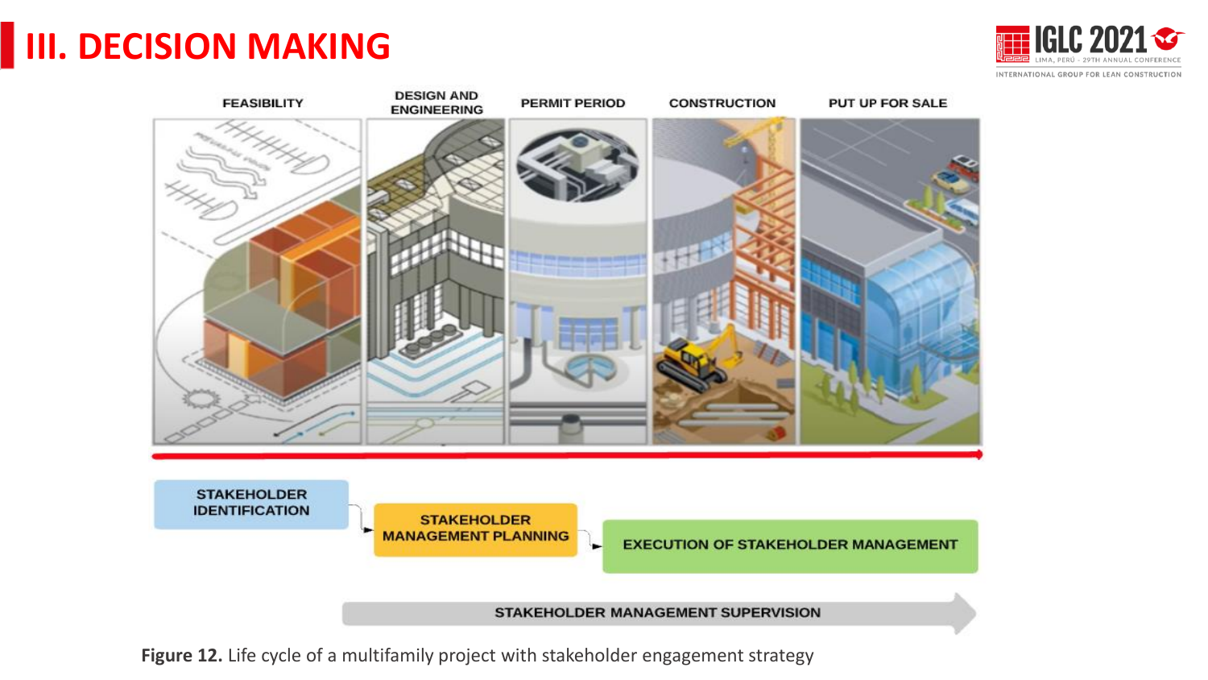# III. DECISION MAKING

FEASIBILITY | DESIGN AND ENGINEERING | PERMIT PERIOD | CONSTRUCTION | PUT UP FOR SALE

STAKEHOLDER IDENTIFICATION → STAKEHOLDER MANAGEMENT PLANNING → EXECUTION OF STAKEHOLDER MANAGEMENT

STAKEHOLDER MANAGEMENT SUPERVISION

**Figure 12.** Life cycle of a multifamily project with stakeholder engagement strategy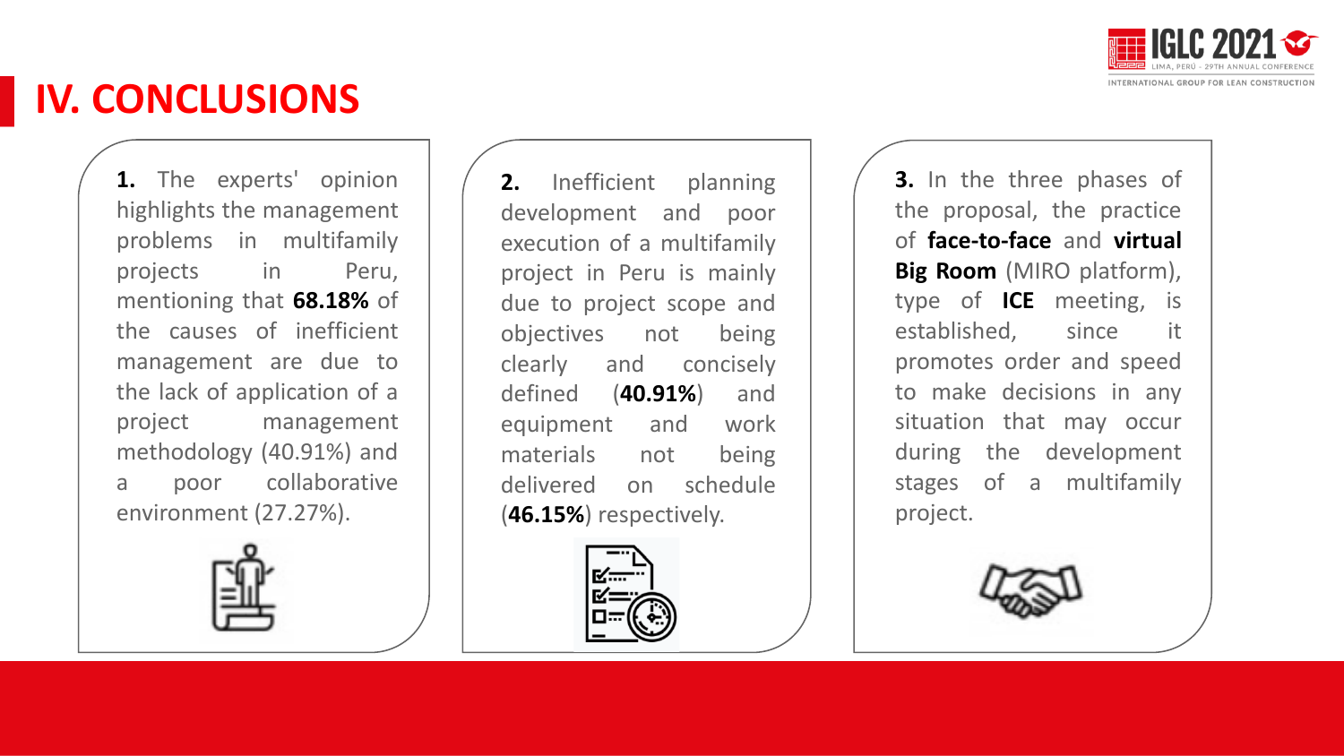# IV. CONCLUSIONS

**1.** The experts' opinion highlights the management problems in multifamily projects in Peru, mentioning that **68.18%** of the causes of inefficient management are due to the lack of application of a project management methodology (40.91%) and a poor collaborative environment (27.27%).

**2.** Inefficient planning development and poor execution of a multifamily project in Peru is mainly due to project scope and objectives not being clearly and concisely defined (**40.91%**) and equipment and work materials not being delivered on schedule (**46.15%**) respectively.

**3.** In the three phases of the proposal, the practice of **face-to-face** and **virtual Big Room** (MIRO platform), type of **ICE** meeting, is established, since it promotes order and speed to make decisions in any situation that may occur during the development stages of a multifamily project.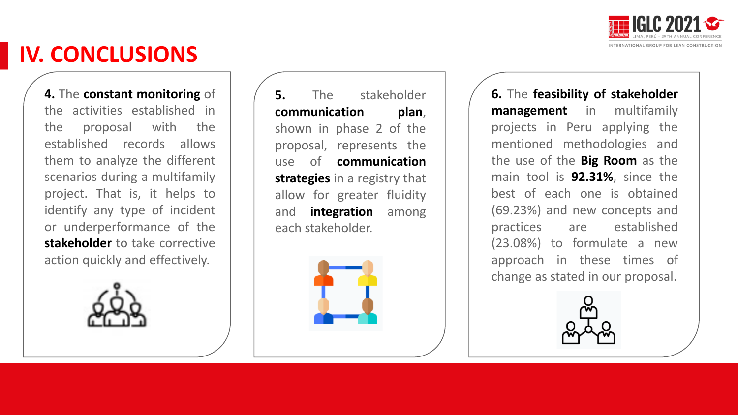# IV. CONCLUSIONS

**4.** The **constant monitoring** of the activities established in the proposal with the established records allows them to analyze the different scenarios during a multifamily project. That is, it helps to identify any type of incident or underperformance of the **stakeholder** to take corrective action quickly and effectively.

**5.** The stakeholder **communication plan**, shown in phase 2 of the proposal, represents the use of **communication strategies** in a registry that allow for greater fluidity and **integration** among each stakeholder.

**6.** The **feasibility of stakeholder management** in multifamily projects in Peru applying the mentioned methodologies and the use of the **Big Room** as the main tool is **92.31%**, since the best of each one is obtained (69.23%) and new concepts and practices are established (23.08%) to formulate a new approach in these times of change as stated in our proposal.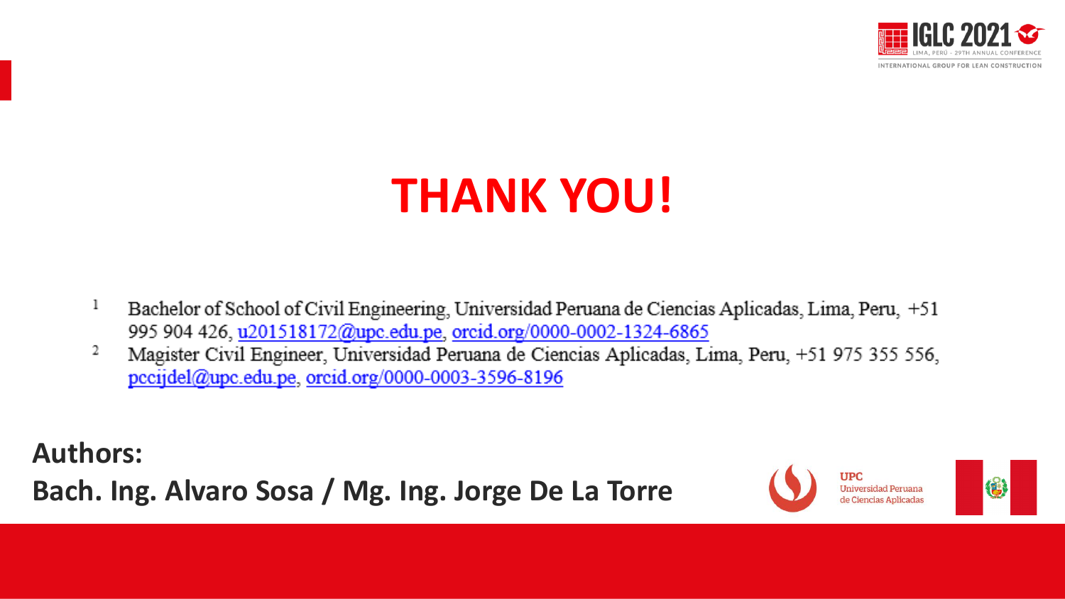# THANK YOU!

[1] Bachelor of School of Civil Engineering, Universidad Peruana de Ciencias Aplicadas, Lima, Peru, +51 995 904 426, u201518172@upc.edu.pe, orcid.org/0000-0002-1324-6865

[2] Magister Civil Engineer, Universidad Peruana de Ciencias Aplicadas, Lima, Peru, +51 975 355 556, pccijdel@upc.edu.pe, orcid.org/0000-0003-3596-8196

**Authors:**

**Bach. Ing. Alvaro Sosa / Mg. Ing. Jorge De La Torre**

UPC
Universidad Peruana de Ciencias Aplicadas